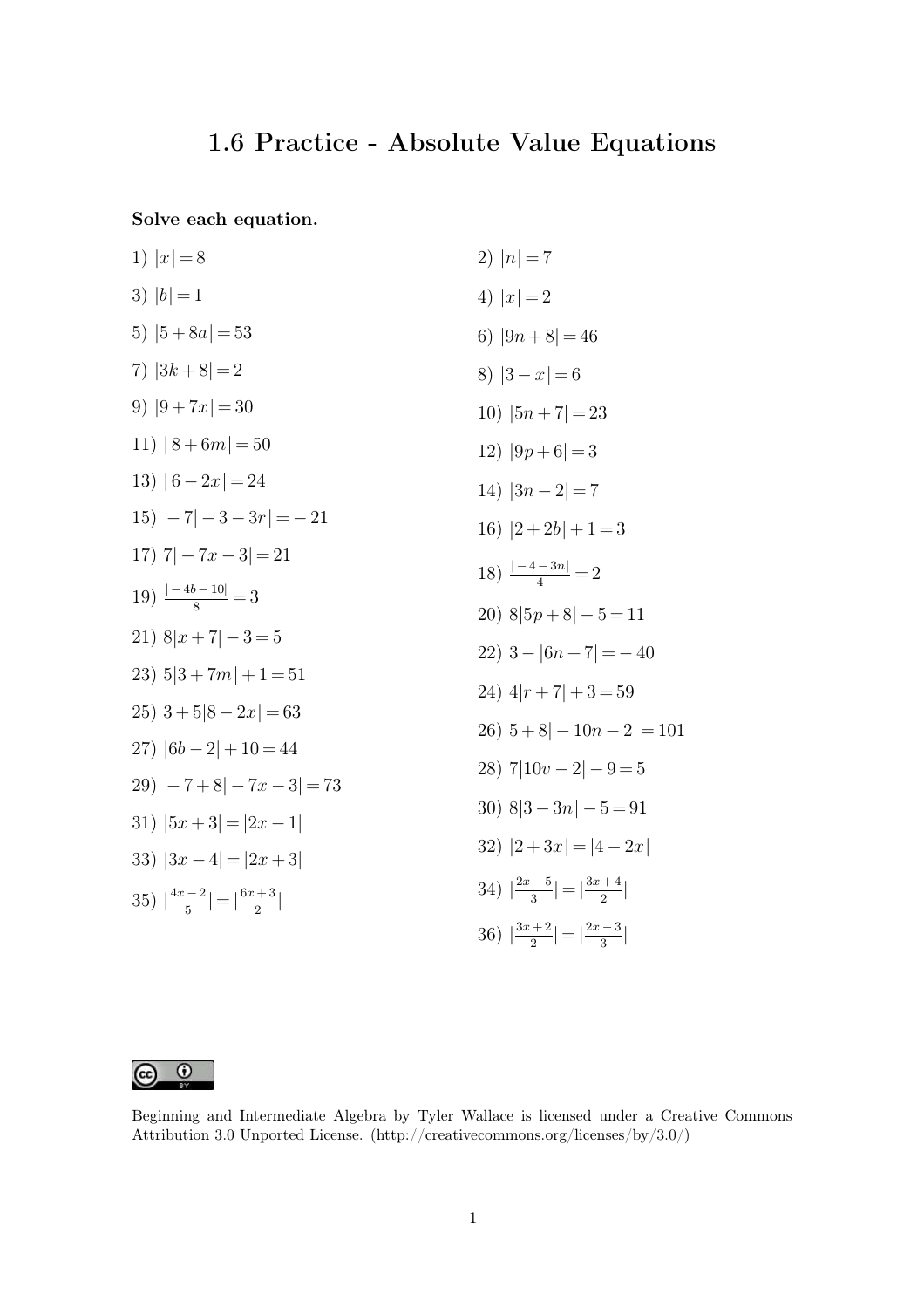# 1.6 Practice - Absolute Value Equations

**Solve each equation.**

1) $|x| = 8$

2) $|n| = 7$

3) $|b| = 1$

4) $|x| = 2$

5) $|5 + 8a| = 53$

6) $|9n + 8| = 46$

7) $|3k + 8| = 2$

8) $|3 - x| = 6$

9) $|9 + 7x| = 30$

10) $|5n + 7| = 23$

11) $|8 + 6m| = 50$

12) $|9p + 6| = 3$

13) $|6 - 2x| = 24$

14) $|3n - 2| = 7$

15) $-7|-3 - 3r| = -21$

16) $|2 + 2b| + 1 = 3$

17) $7|-7x - 3| = 21$

18) $\frac{|-4 - 3n|}{4} = 2$

19) $\frac{|-4b - 10|}{8} = 3$

20) $8|5p + 8| - 5 = 11$

21) $8|x + 7| - 3 = 5$

22) $3 - |6n + 7| = -40$

23) $5|3 + 7m| + 1 = 51$

24) $4|r + 7| + 3 = 59$

25) $3 + 5|8 - 2x| = 63$

26) $5 + 8|-10n - 2| = 101$

27) $|6b - 2| + 10 = 44$

28) $7|10v - 2| - 9 = 5$

29) $-7 + 8|-7x - 3| = 73$

30) $8|3 - 3n| - 5 = 91$

31) $|5x + 3| = |2x - 1|$

32) $|2 + 3x| = |4 - 2x|$

33) $|3x - 4| = |2x + 3|$

34) $|\frac{2x - 5}{3}| = |\frac{3x + 4}{2}|$

35) $|\frac{4x - 2}{5}| = |\frac{6x + 3}{2}|$

36) $|\frac{3x + 2}{2}| = |\frac{2x - 3}{3}|$

Beginning and Intermediate Algebra by Tyler Wallace is licensed under a Creative Commons Attribution 3.0 Unported License. (http://creativecommons.org/licenses/by/3.0/)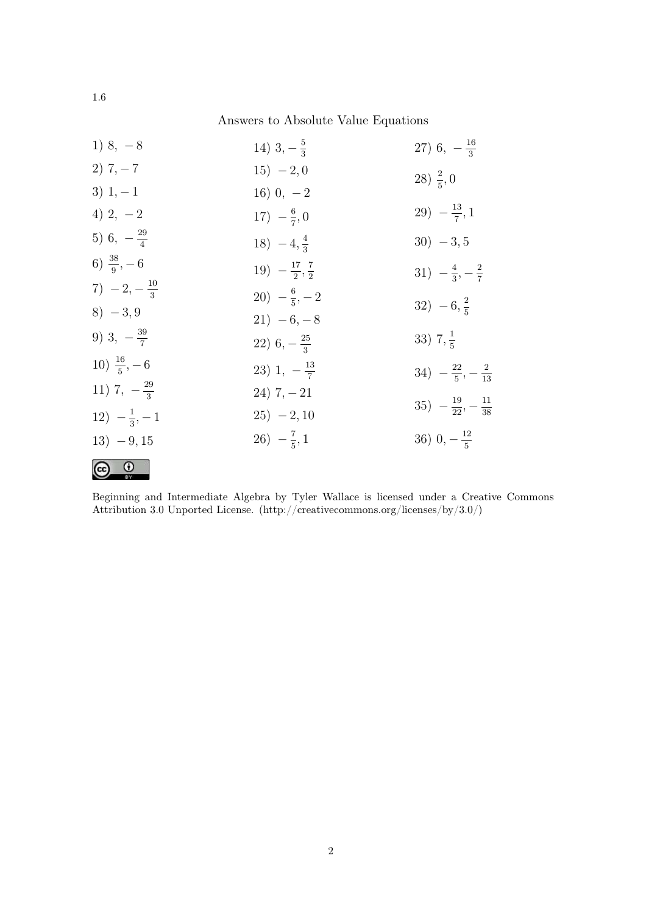1.6

## Answers to Absolute Value Equations

1) $8, \ -8$

2) $7, -7$

3) $1, -1$

4) $2, \ -2$

5) $6, \ -\frac{29}{4}$

6) $\frac{38}{9}, -6$

7) $-2, -\frac{10}{3}$

8) $-3, 9$

9) $3, \ -\frac{39}{7}$

10) $\frac{16}{5}, -6$

11) $7, \ -\frac{29}{3}$

12) $-\frac{1}{3}, -1$

13) $-9, 15$

14) $3, -\frac{5}{3}$

15) $-2, 0$

16) $0, \ -2$

17) $-\frac{6}{7}, 0$

18) $-4, \frac{4}{3}$

19) $-\frac{17}{2}, \frac{7}{2}$

20) $-\frac{6}{5}, -2$

21) $-6, -8$

22) $6, -\frac{25}{3}$

23) $1, \ -\frac{13}{7}$

24) $7, -21$

25) $-2, 10$

26) $-\frac{7}{5}, 1$

27) $6, \ -\frac{16}{3}$

28) $\frac{2}{5}, 0$

29) $-\frac{13}{7}, 1$

30) $-3, 5$

31) $-\frac{4}{3}, -\frac{2}{7}$

32) $-6, \frac{2}{5}$

33) $7, \frac{1}{5}$

34) $-\frac{22}{5}, -\frac{2}{13}$

35) $-\frac{19}{22}, -\frac{11}{38}$

36) $0, -\frac{12}{5}$

Beginning and Intermediate Algebra by Tyler Wallace is licensed under a Creative Commons Attribution 3.0 Unported License. (http://creativecommons.org/licenses/by/3.0/)